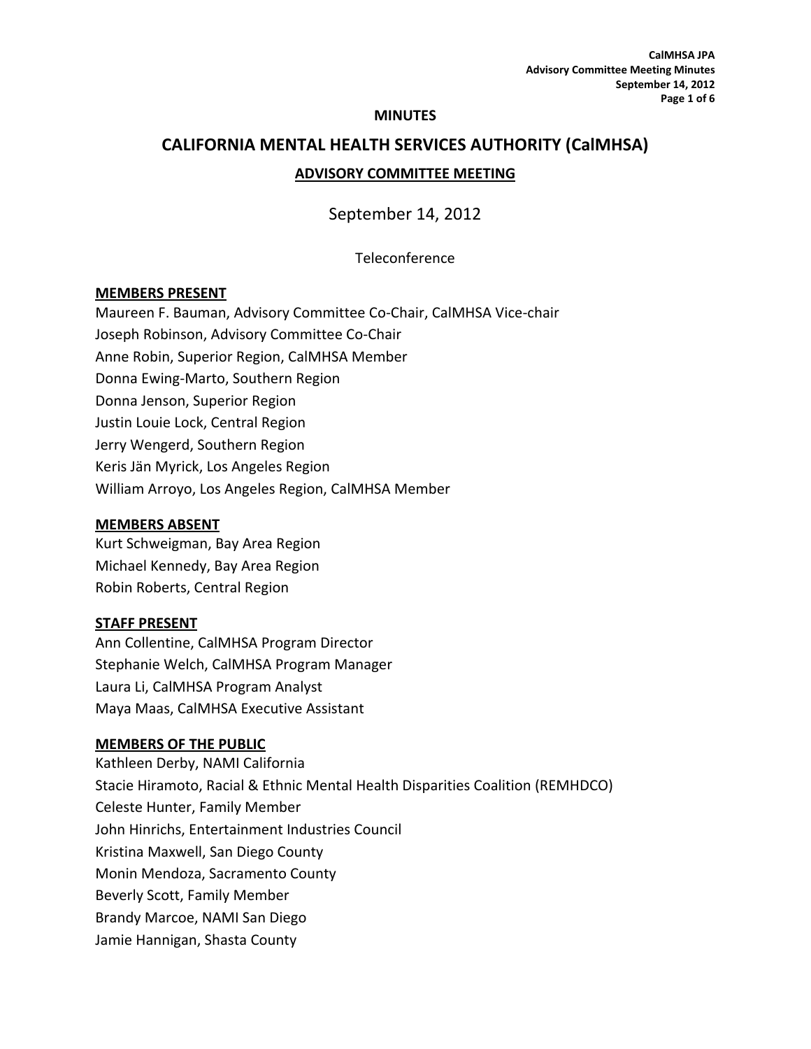**MINUTES**

# CALIFORNIA MENTAL HEALTH SERVICES AUTHORITY (CalMHSA)

## ADVISORY COMMITTEE MEETING

September 14, 2012

Teleconference

**MEMBERS PRESENT**

Maureen F. Bauman, Advisory Committee Co-Chair, CalMHSA Vice-chair
Joseph Robinson, Advisory Committee Co-Chair
Anne Robin, Superior Region, CalMHSA Member
Donna Ewing-Marto, Southern Region
Donna Jenson, Superior Region
Justin Louie Lock, Central Region
Jerry Wengerd, Southern Region
Keris Jän Myrick, Los Angeles Region
William Arroyo, Los Angeles Region, CalMHSA Member

**MEMBERS ABSENT**

Kurt Schweigman, Bay Area Region
Michael Kennedy, Bay Area Region
Robin Roberts, Central Region

**STAFF PRESENT**

Ann Collentine, CalMHSA Program Director
Stephanie Welch, CalMHSA Program Manager
Laura Li, CalMHSA Program Analyst
Maya Maas, CalMHSA Executive Assistant

**MEMBERS OF THE PUBLIC**

Kathleen Derby, NAMI California
Stacie Hiramoto, Racial & Ethnic Mental Health Disparities Coalition (REMHDCO)
Celeste Hunter, Family Member
John Hinrichs, Entertainment Industries Council
Kristina Maxwell, San Diego County
Monin Mendoza, Sacramento County
Beverly Scott, Family Member
Brandy Marcoe, NAMI San Diego
Jamie Hannigan, Shasta County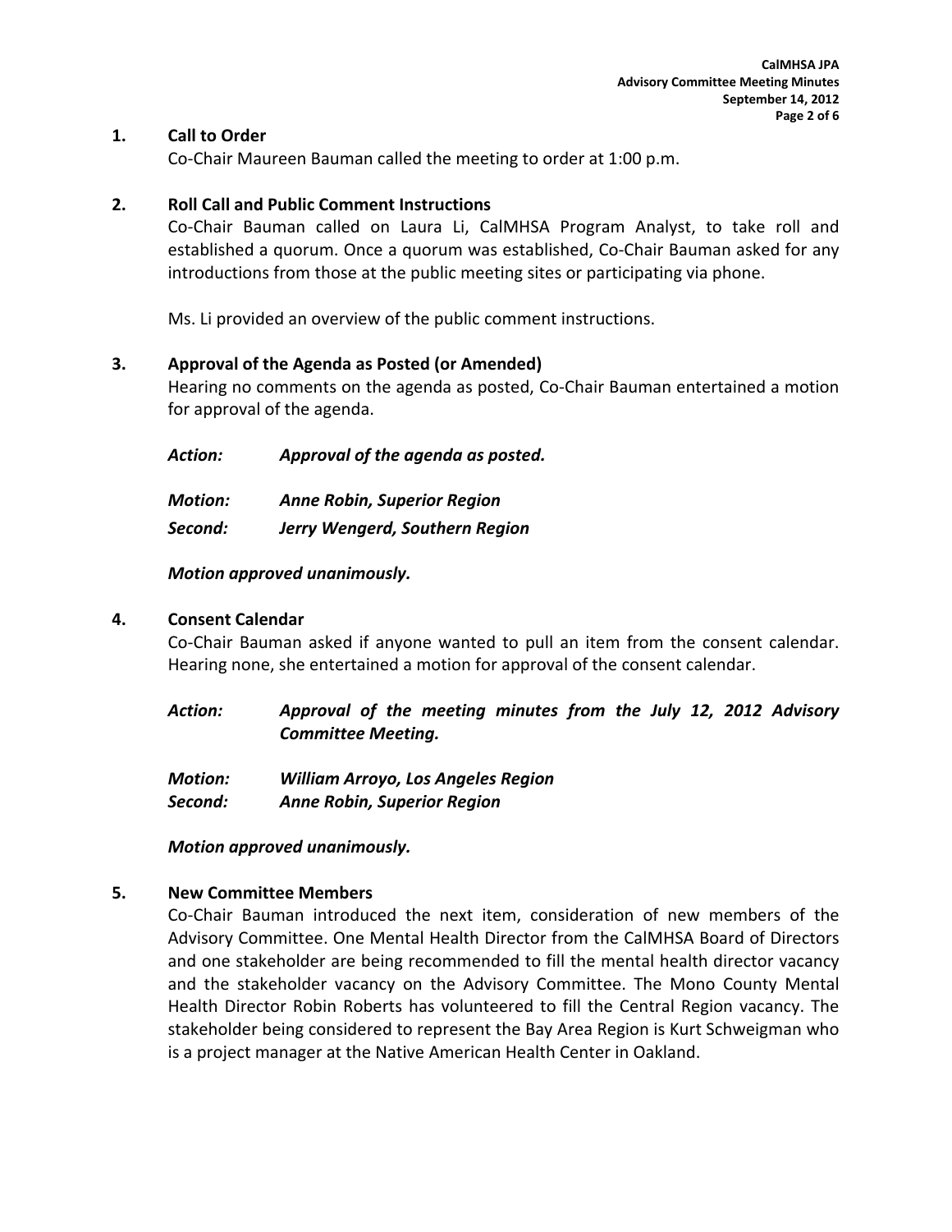## 1. Call to Order

Co-Chair Maureen Bauman called the meeting to order at 1:00 p.m.

## 2. Roll Call and Public Comment Instructions

Co-Chair Bauman called on Laura Li, CalMHSA Program Analyst, to take roll and established a quorum. Once a quorum was established, Co-Chair Bauman asked for any introductions from those at the public meeting sites or participating via phone.

Ms. Li provided an overview of the public comment instructions.

## 3. Approval of the Agenda as Posted (or Amended)

Hearing no comments on the agenda as posted, Co-Chair Bauman entertained a motion for approval of the agenda.

***Action:*** ***Approval of the agenda as posted.***

***Motion:*** ***Anne Robin, Superior Region***
***Second:*** ***Jerry Wengerd, Southern Region***

***Motion approved unanimously.***

## 4. Consent Calendar

Co-Chair Bauman asked if anyone wanted to pull an item from the consent calendar. Hearing none, she entertained a motion for approval of the consent calendar.

***Action:*** ***Approval of the meeting minutes from the July 12, 2012 Advisory Committee Meeting.***

***Motion:*** ***William Arroyo, Los Angeles Region***
***Second:*** ***Anne Robin, Superior Region***

***Motion approved unanimously.***

## 5. New Committee Members

Co-Chair Bauman introduced the next item, consideration of new members of the Advisory Committee. One Mental Health Director from the CalMHSA Board of Directors and one stakeholder are being recommended to fill the mental health director vacancy and the stakeholder vacancy on the Advisory Committee. The Mono County Mental Health Director Robin Roberts has volunteered to fill the Central Region vacancy. The stakeholder being considered to represent the Bay Area Region is Kurt Schweigman who is a project manager at the Native American Health Center in Oakland.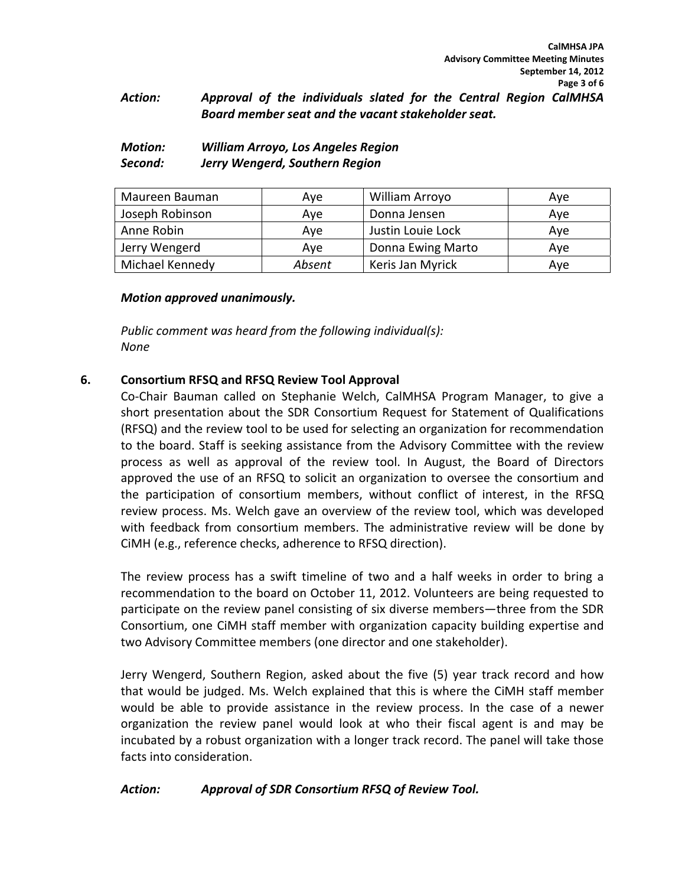***Action:*** ***Approval of the individuals slated for the Central Region CalMHSA Board member seat and the vacant stakeholder seat.***

***Motion:*** ***William Arroyo, Los Angeles Region***
***Second:*** ***Jerry Wengerd, Southern Region***

| Maureen Bauman | Aye | William Arroyo | Aye |
|---|---|---|---|
| Joseph Robinson | Aye | Donna Jensen | Aye |
| Anne Robin | Aye | Justin Louie Lock | Aye |
| Jerry Wengerd | Aye | Donna Ewing Marto | Aye |
| Michael Kennedy | *Absent* | Keris Jan Myrick | Aye |

***Motion approved unanimously.***

*Public comment was heard from the following individual(s):*
*None*

## 6. Consortium RFSQ and RFSQ Review Tool Approval

Co-Chair Bauman called on Stephanie Welch, CalMHSA Program Manager, to give a short presentation about the SDR Consortium Request for Statement of Qualifications (RFSQ) and the review tool to be used for selecting an organization for recommendation to the board. Staff is seeking assistance from the Advisory Committee with the review process as well as approval of the review tool. In August, the Board of Directors approved the use of an RFSQ to solicit an organization to oversee the consortium and the participation of consortium members, without conflict of interest, in the RFSQ review process. Ms. Welch gave an overview of the review tool, which was developed with feedback from consortium members. The administrative review will be done by CiMH (e.g., reference checks, adherence to RFSQ direction).

The review process has a swift timeline of two and a half weeks in order to bring a recommendation to the board on October 11, 2012. Volunteers are being requested to participate on the review panel consisting of six diverse members—three from the SDR Consortium, one CiMH staff member with organization capacity building expertise and two Advisory Committee members (one director and one stakeholder).

Jerry Wengerd, Southern Region, asked about the five (5) year track record and how that would be judged. Ms. Welch explained that this is where the CiMH staff member would be able to provide assistance in the review process. In the case of a newer organization the review panel would look at who their fiscal agent is and may be incubated by a robust organization with a longer track record. The panel will take those facts into consideration.

***Action:*** ***Approval of SDR Consortium RFSQ of Review Tool.***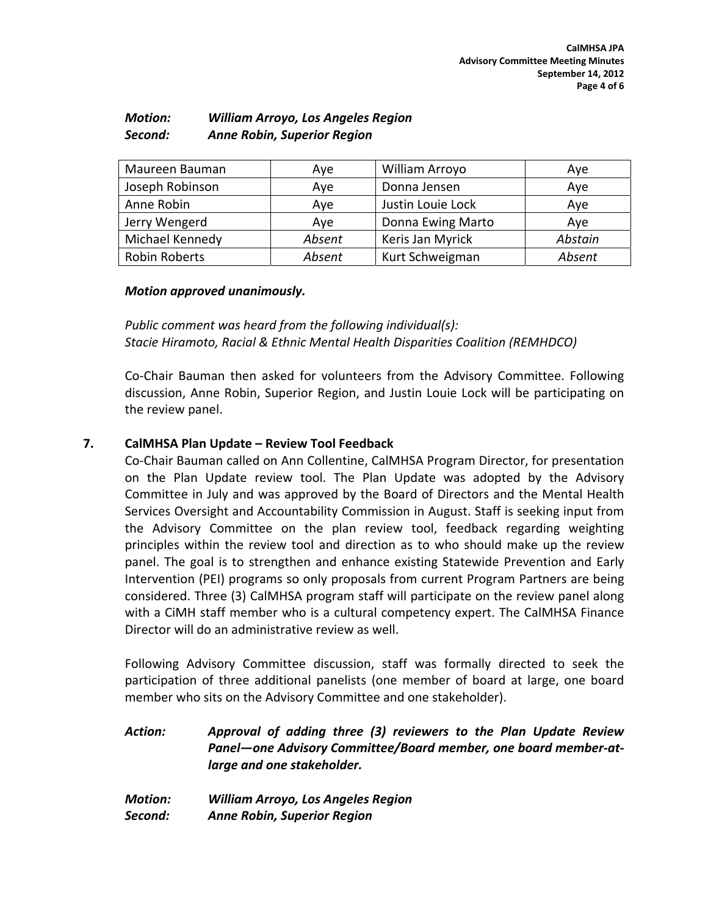*Motion:* ***William Arroyo, Los Angeles Region***
*Second:* ***Anne Robin, Superior Region***

| Maureen Bauman | Aye | William Arroyo | Aye |
|---|---|---|---|
| Joseph Robinson | Aye | Donna Jensen | Aye |
| Anne Robin | Aye | Justin Louie Lock | Aye |
| Jerry Wengerd | Aye | Donna Ewing Marto | Aye |
| Michael Kennedy | *Absent* | Keris Jan Myrick | *Abstain* |
| Robin Roberts | *Absent* | Kurt Schweigman | *Absent* |

***Motion approved unanimously.***

*Public comment was heard from the following individual(s):*
*Stacie Hiramoto, Racial & Ethnic Mental Health Disparities Coalition (REMHDCO)*

Co-Chair Bauman then asked for volunteers from the Advisory Committee. Following discussion, Anne Robin, Superior Region, and Justin Louie Lock will be participating on the review panel.

**7. CalMHSA Plan Update – Review Tool Feedback**

Co-Chair Bauman called on Ann Collentine, CalMHSA Program Director, for presentation on the Plan Update review tool. The Plan Update was adopted by the Advisory Committee in July and was approved by the Board of Directors and the Mental Health Services Oversight and Accountability Commission in August. Staff is seeking input from the Advisory Committee on the plan review tool, feedback regarding weighting principles within the review tool and direction as to who should make up the review panel. The goal is to strengthen and enhance existing Statewide Prevention and Early Intervention (PEI) programs so only proposals from current Program Partners are being considered. Three (3) CalMHSA program staff will participate on the review panel along with a CiMH staff member who is a cultural competency expert. The CalMHSA Finance Director will do an administrative review as well.

Following Advisory Committee discussion, staff was formally directed to seek the participation of three additional panelists (one member of board at large, one board member who sits on the Advisory Committee and one stakeholder).

*Action:* ***Approval of adding three (3) reviewers to the Plan Update Review Panel—one Advisory Committee/Board member, one board member-at-large and one stakeholder.***

*Motion:* ***William Arroyo, Los Angeles Region***
*Second:* ***Anne Robin, Superior Region***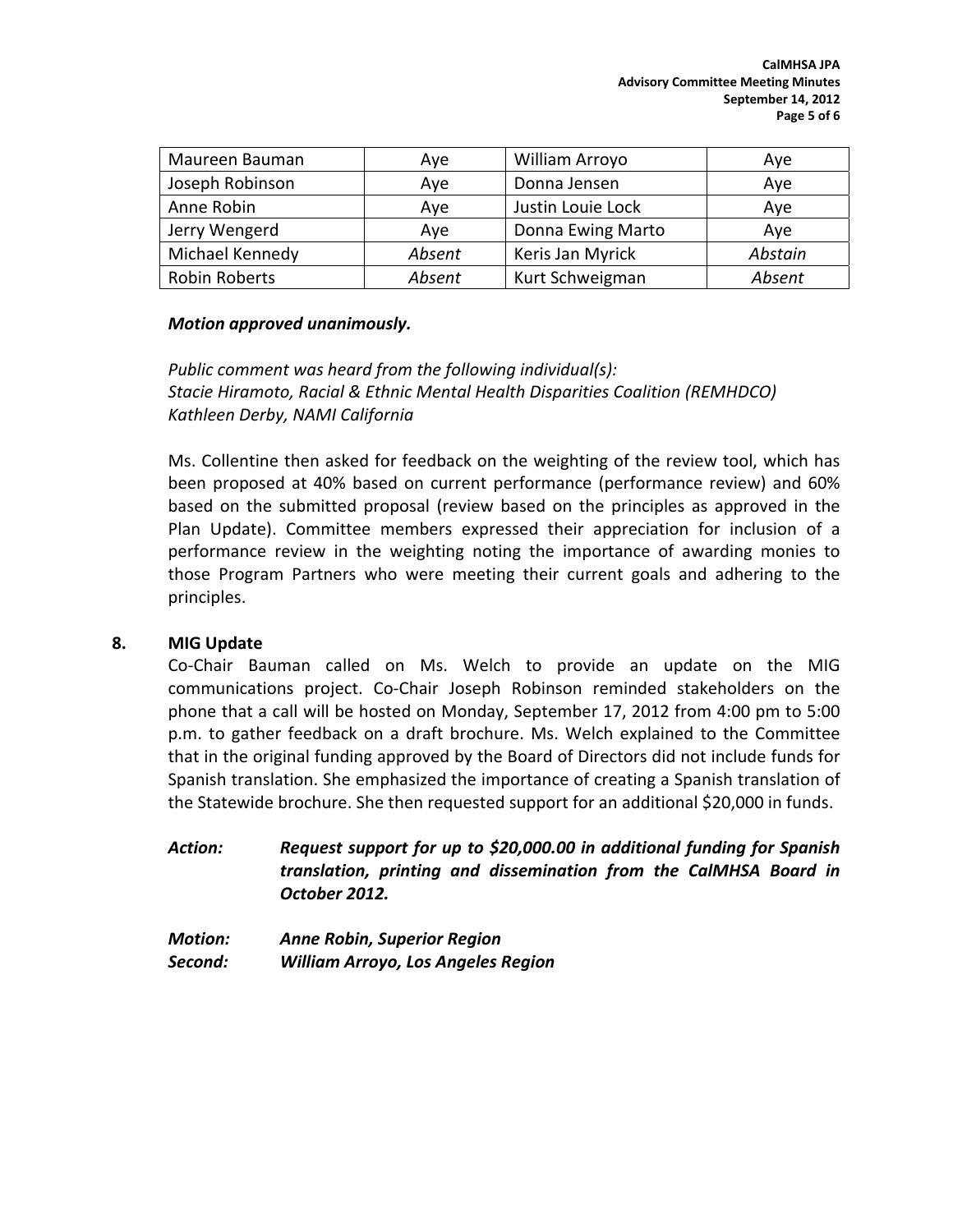| Maureen Bauman | Aye | William Arroyo | Aye |
|---|---|---|---|
| Joseph Robinson | Aye | Donna Jensen | Aye |
| Anne Robin | Aye | Justin Louie Lock | Aye |
| Jerry Wengerd | Aye | Donna Ewing Marto | Aye |
| Michael Kennedy | *Absent* | Keris Jan Myrick | *Abstain* |
| Robin Roberts | *Absent* | Kurt Schweigman | *Absent* |

***Motion approved unanimously.***

*Public comment was heard from the following individual(s):*
*Stacie Hiramoto, Racial & Ethnic Mental Health Disparities Coalition (REMHDCO)*
*Kathleen Derby, NAMI California*

Ms. Collentine then asked for feedback on the weighting of the review tool, which has been proposed at 40% based on current performance (performance review) and 60% based on the submitted proposal (review based on the principles as approved in the Plan Update). Committee members expressed their appreciation for inclusion of a performance review in the weighting noting the importance of awarding monies to those Program Partners who were meeting their current goals and adhering to the principles.

**8. MIG Update**

Co-Chair Bauman called on Ms. Welch to provide an update on the MIG communications project. Co-Chair Joseph Robinson reminded stakeholders on the phone that a call will be hosted on Monday, September 17, 2012 from 4:00 pm to 5:00 p.m. to gather feedback on a draft brochure. Ms. Welch explained to the Committee that in the original funding approved by the Board of Directors did not include funds for Spanish translation. She emphasized the importance of creating a Spanish translation of the Statewide brochure. She then requested support for an additional $20,000 in funds.

***Action:*** ***Request support for up to $20,000.00 in additional funding for Spanish translation, printing and dissemination from the CalMHSA Board in October 2012.***

***Motion:*** ***Anne Robin, Superior Region***
***Second:*** ***William Arroyo, Los Angeles Region***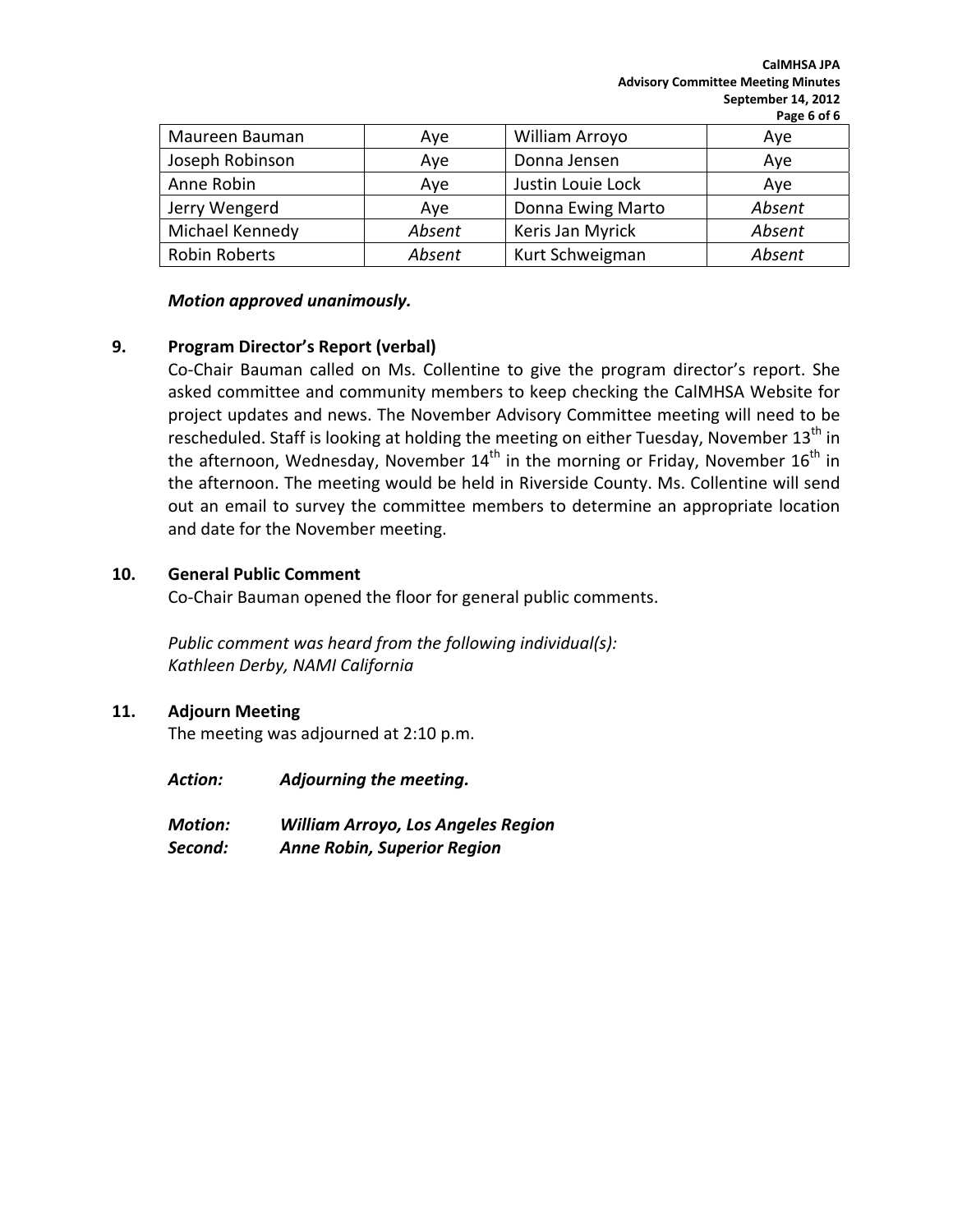| | | | |
|---|---|---|---|
| Maureen Bauman | Aye | William Arroyo | Aye |
| Joseph Robinson | Aye | Donna Jensen | Aye |
| Anne Robin | Aye | Justin Louie Lock | Aye |
| Jerry Wengerd | Aye | Donna Ewing Marto | *Absent* |
| Michael Kennedy | *Absent* | Keris Jan Myrick | *Absent* |
| Robin Roberts | *Absent* | Kurt Schweigman | *Absent* |

***Motion approved unanimously.***

**9. Program Director's Report (verbal)**

Co-Chair Bauman called on Ms. Collentine to give the program director's report. She asked committee and community members to keep checking the CalMHSA Website for project updates and news. The November Advisory Committee meeting will need to be rescheduled. Staff is looking at holding the meeting on either Tuesday, November 13th in the afternoon, Wednesday, November 14th in the morning or Friday, November 16th in the afternoon. The meeting would be held in Riverside County. Ms. Collentine will send out an email to survey the committee members to determine an appropriate location and date for the November meeting.

**10. General Public Comment**

Co-Chair Bauman opened the floor for general public comments.

*Public comment was heard from the following individual(s):*
*Kathleen Derby, NAMI California*

**11. Adjourn Meeting**

The meeting was adjourned at 2:10 p.m.

***Action:*** ***Adjourning the meeting.***

***Motion:*** ***William Arroyo, Los Angeles Region***
***Second:*** ***Anne Robin, Superior Region***